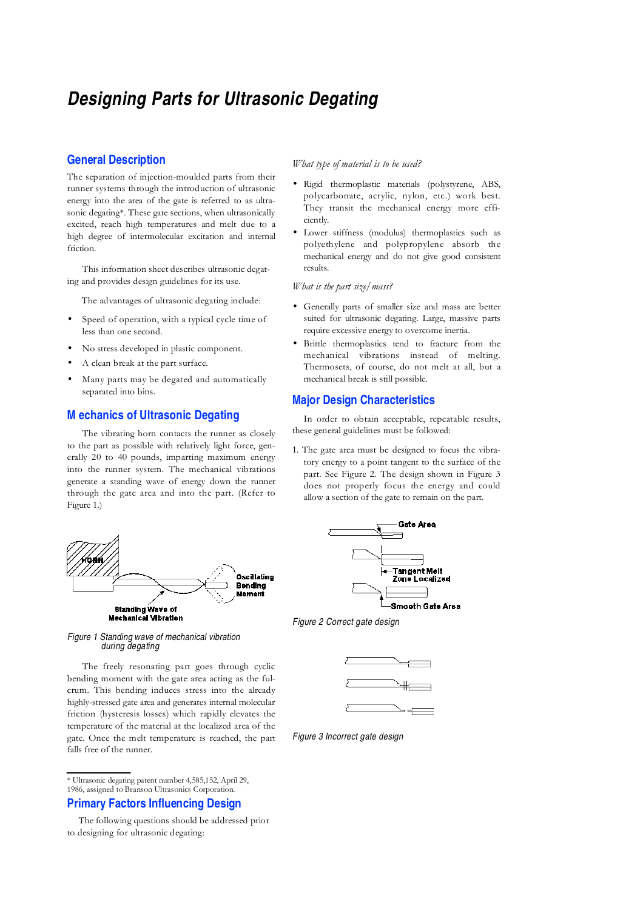// Designing Parts for Ultrasonic Degating

# Designing Parts for Ultrasonic Degating

## General Description

The separation of injection-moulded parts from their runner systems through the introduction of ultrasonic energy into the area of the gate is referred to as ultrasonic degating*. These gate sections, when ultrasonically excited, reach high temperatures and melt due to a high degree of intermolecular excitation and internal friction.

This information sheet describes ultrasonic degating and provides design guidelines for its use.

The advantages of ultrasonic degating include:

- Speed of operation, with a typical cycle time of less than one second.
- No stress developed in plastic component.
- A clean break at the part surface.
- Many parts may be degated and automatically separated into bins.

## Mechanics of Ultrasonic Degating

The vibrating horn contacts the runner as closely to the part as possible with relatively light force, generally 20 to 40 pounds, imparting maximum energy into the runner system. The mechanical vibrations generate a standing wave of energy down the runner through the gate area and into the part. (Refer to Figure 1.)

HORN

Oscillating Bending Moment

Standing Wave of Mechanical Vibration

*Figure 1 Standing wave of mechanical vibration during degating*

The freely resonating part goes through cyclic bending moment with the gate area acting as the fulcrum. This bending induces stress into the already highly-stressed gate area and generates internal molecular friction (hysteresis losses) which rapidly elevates the temperature of the material at the localized area of the gate. Once the melt temperature is reached, the part falls free of the runner.

\* Ultrasonic degating patent number 4,585,152, April 29, 1986, assigned to Branson Ultrasonics Corporation.

## Primary Factors Influencing Design

The following questions should be addressed prior to designing for ultrasonic degating:

*What type of material is to be used?*

- Rigid thermoplastic materials (polystyrene, ABS, polycarbonate, acrylic, nylon, etc.) work best. They transit the mechanical energy more efficiently.
- Lower stiffness (modulus) thermoplastics such as polyethylene and polypropylene absorb the mechanical energy and do not give good consistent results.

*What is the part size/mass?*

- Generally parts of smaller size and mass are better suited for ultrasonic degating. Large, massive parts require excessive energy to overcome inertia.
- Brittle thermoplastics tend to fracture from the mechanical vibrations instead of melting. Thermosets, of course, do not melt at all, but a mechanical break is still possible.

## Major Design Characteristics

In order to obtain acceptable, repeatable results, these general guidelines must be followed:

1. The gate area must be designed to focus the vibratory energy to a point tangent to the surface of the part. See Figure 2. The design shown in Figure 3 does not properly focus the energy and could allow a section of the gate to remain on the part.

Gate Area

Tangent Melt Zone Localized

Smooth Gate Area

*Figure 2 Correct gate design*

*Figure 3 Incorrect gate design*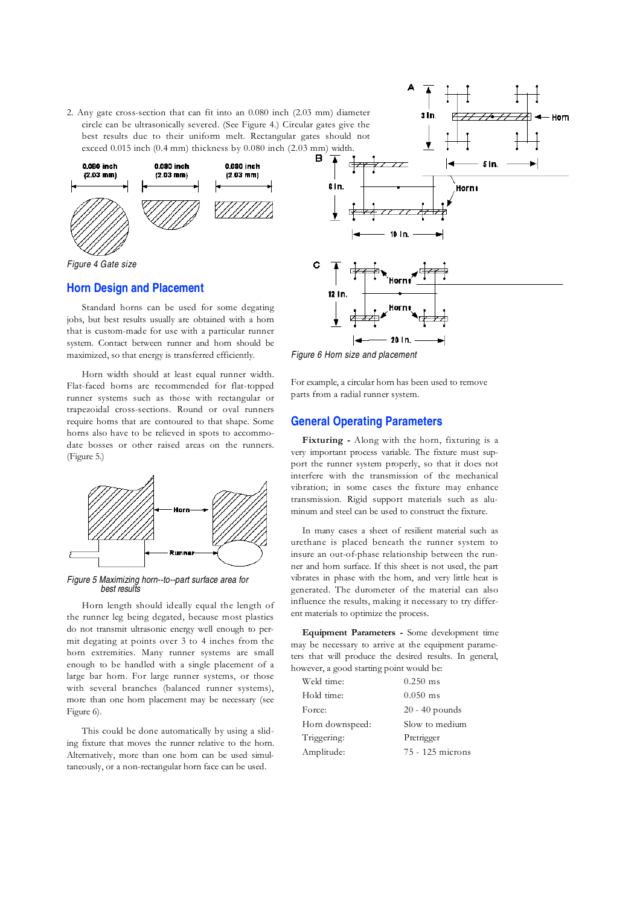2. Any gate cross-section that can fit into an 0.080 inch (2.03 mm) diameter circle can be ultrasonically severed. (See Figure 4.) Circular gates give the best results due to their uniform melt. Rectangular gates should not exceed 0.015 inch (0.4 mm) thickness by 0.080 inch (2.03 mm) width.

0.080 inch (2.03 mm)
0.080 inch (2.03 mm)
0.080 inch (2.03 mm)

*Figure 4 Gate size*

A
3 In.
Horn
B
5 In.
6 In.
Horns
10 In.
C
Horns
12 In.
Horns
20 In.

*Figure 6 Horn size and placement*

## Horn Design and Placement

Standard horns can be used for some degating jobs, but best results usually are obtained with a horn that is custom-made for use with a particular runner system. Contact between runner and horn should be maximized, so that energy is transferred efficiently.

Horn width should at least equal runner width. Flat-faced horns are recommended for flat-topped runner systems such as those with rectangular or trapezoidal cross-sections. Round or oval runners require horns that are contoured to that shape. Some horns also have to be relieved in spots to accommodate bosses or other raised areas on the runners. (Figure 5.)

Horn
Runner

*Figure 5 Maximizing horn--to--part surface area for best results*

Horn length should ideally equal the length of the runner leg being degated, because most plastics do not transmit ultrasonic energy well enough to permit degating at points over 3 to 4 inches from the horn extremities. Many runner systems are small enough to be handled with a single placement of a large bar horn. For large runner systems, or those with several branches (balanced runner systems), more than one horn placement may be necessary (see Figure 6).

This could be done automatically by using a sliding fixture that moves the runner relative to the horn. Alternatively, more than one horn can be used simultaneously, or a non-rectangular horn face can be used.

For example, a circular horn has been used to remove parts from a radial runner system.

## General Operating Parameters

**Fixturing -** Along with the horn, fixturing is a very important process variable. The fixture must support the runner system properly, so that it does not interfere with the transmission of the mechanical vibration; in some cases the fixture may enhance transmission. Rigid support materials such as aluminum and steel can be used to construct the fixture.

In many cases a sheet of resilient material such as urethane is placed beneath the runner system to insure an out-of-phase relationship between the runner and horn surface. If this sheet is not used, the part vibrates in phase with the horn, and very little heat is generated. The durometer of the material can also influence the results, making it necessary to try different materials to optimize the process.

**Equipment Parameters -** Some development time may be necessary to arrive at the equipment parameters that will produce the desired results. In general, however, a good starting point would be:

| | |
|---|---|
| Weld time: | 0.250 ms |
| Hold time: | 0.050 ms |
| Force: | 20 - 40 pounds |
| Horn downspeed: | Slow to medium |
| Triggering: | Pretrigger |
| Amplitude: | 75 - 125 microns |